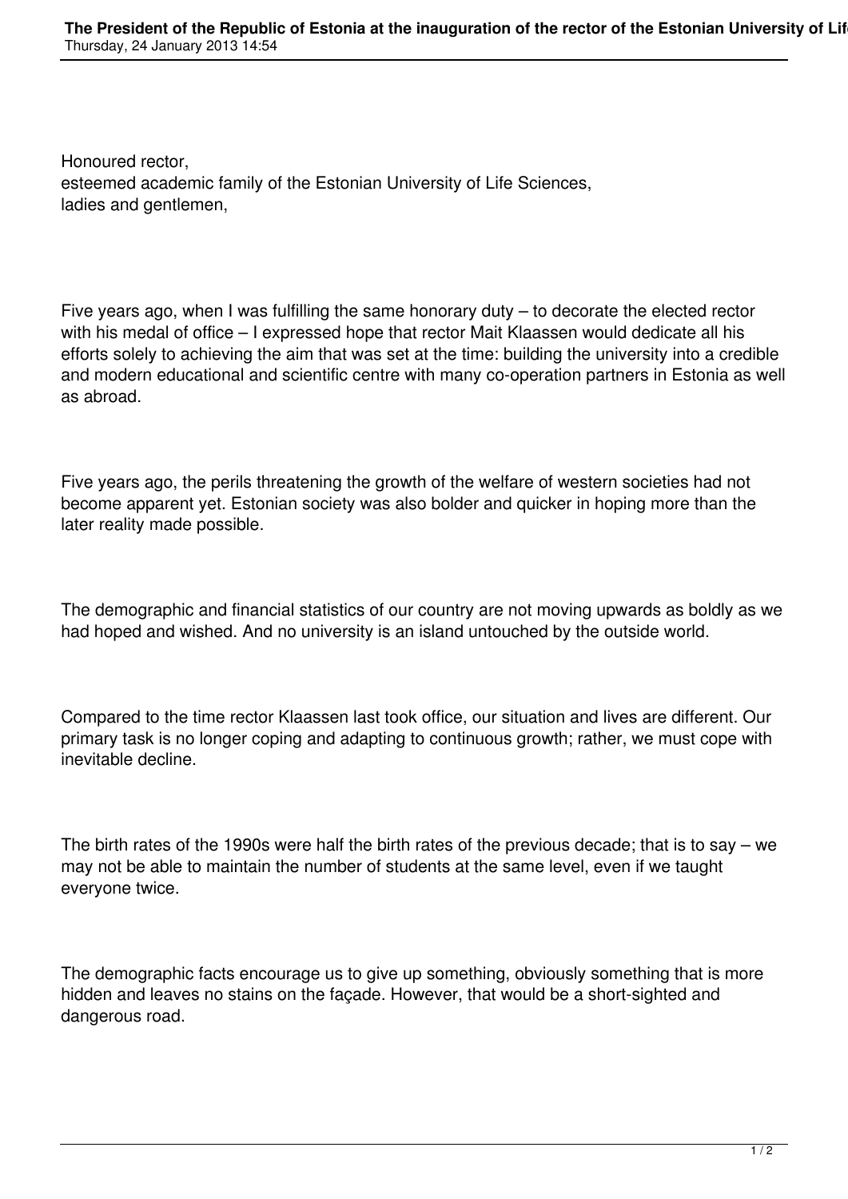Honoured rector,
esteemed academic family of the Estonian University of Life Sciences,
ladies and gentlemen,

Five years ago, when I was fulfilling the same honorary duty – to decorate the elected rector with his medal of office – I expressed hope that rector Mait Klaassen would dedicate all his efforts solely to achieving the aim that was set at the time: building the university into a credible and modern educational and scientific centre with many co-operation partners in Estonia as well as abroad.

Five years ago, the perils threatening the growth of the welfare of western societies had not become apparent yet. Estonian society was also bolder and quicker in hoping more than the later reality made possible.

The demographic and financial statistics of our country are not moving upwards as boldly as we had hoped and wished. And no university is an island untouched by the outside world.

Compared to the time rector Klaassen last took office, our situation and lives are different. Our primary task is no longer coping and adapting to continuous growth; rather, we must cope with inevitable decline.

The birth rates of the 1990s were half the birth rates of the previous decade; that is to say – we may not be able to maintain the number of students at the same level, even if we taught everyone twice.

The demographic facts encourage us to give up something, obviously something that is more hidden and leaves no stains on the façade. However, that would be a short-sighted and dangerous road.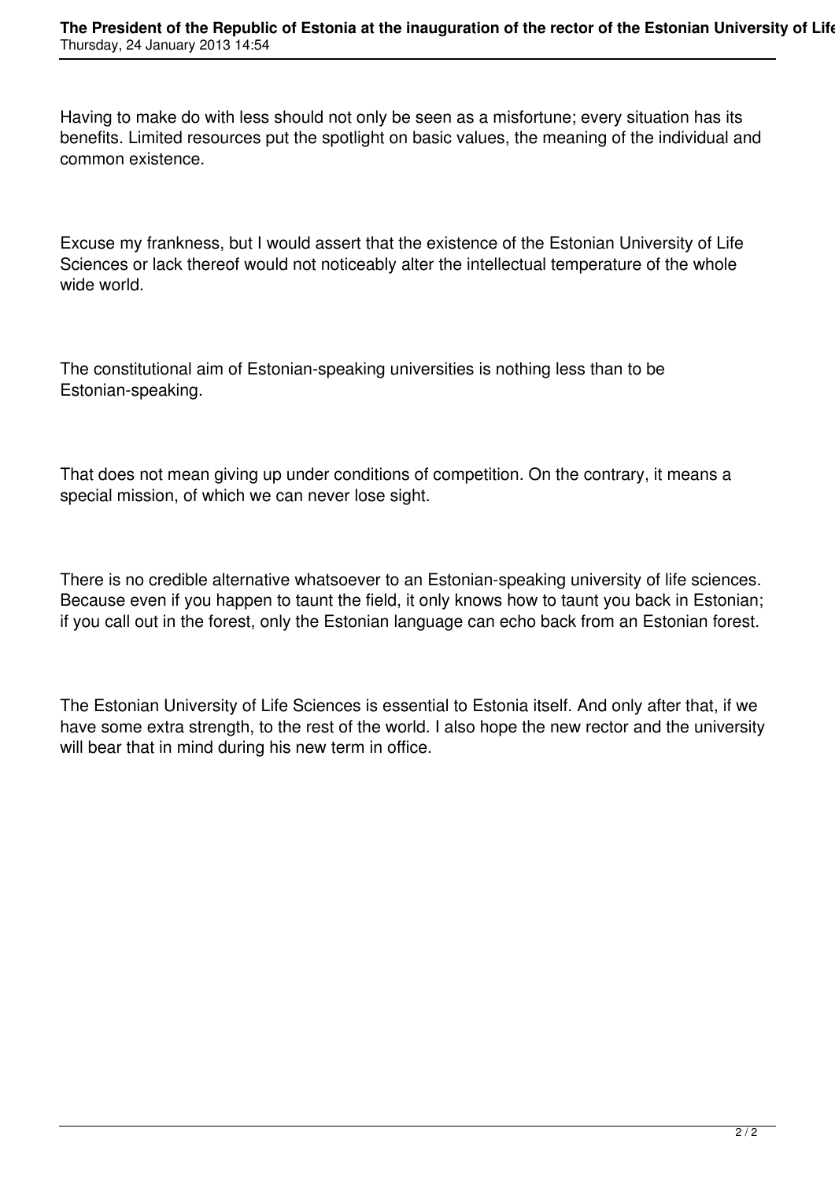Having to make do with less should not only be seen as a misfortune; every situation has its benefits. Limited resources put the spotlight on basic values, the meaning of the individual and common existence.

Excuse my frankness, but I would assert that the existence of the Estonian University of Life Sciences or lack thereof would not noticeably alter the intellectual temperature of the whole wide world.

The constitutional aim of Estonian-speaking universities is nothing less than to be Estonian-speaking.

That does not mean giving up under conditions of competition. On the contrary, it means a special mission, of which we can never lose sight.

There is no credible alternative whatsoever to an Estonian-speaking university of life sciences. Because even if you happen to taunt the field, it only knows how to taunt you back in Estonian; if you call out in the forest, only the Estonian language can echo back from an Estonian forest.

The Estonian University of Life Sciences is essential to Estonia itself. And only after that, if we have some extra strength, to the rest of the world. I also hope the new rector and the university will bear that in mind during his new term in office.